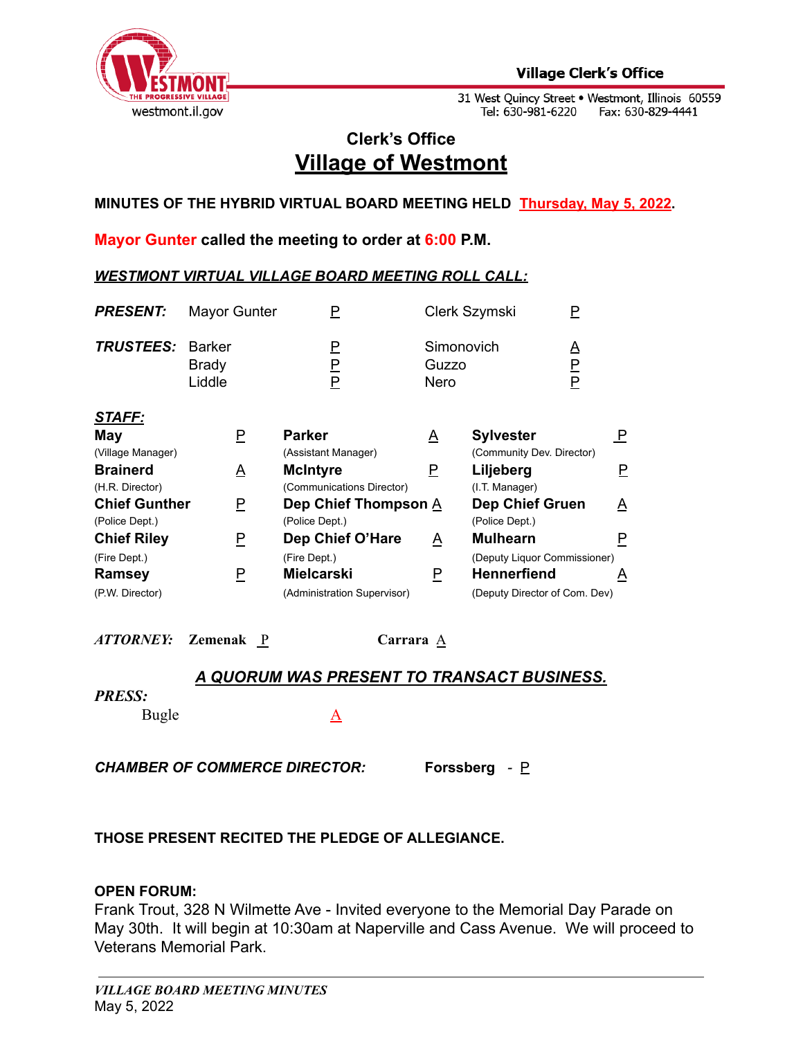Village Clerk's Office

31 West Quincy Street • Westmont, Illinois 60559
Tel: 630-981-6220 Fax: 630-829-4441

westmont.il.gov

# Clerk's Office
# Village of Westmont

**MINUTES OF THE HYBRID VIRTUAL BOARD MEETING HELD Thursday, May 5, 2022.**

**Mayor Gunter called the meeting to order at 6:00 P.M.**

***WESTMONT VIRTUAL VILLAGE BOARD MEETING ROLL CALL:***

| | | | | |
|---|---|---|---|---|
| ***PRESENT:*** | Mayor Gunter | P | Clerk Szymski | P |
| ***TRUSTEES:*** | Barker | P | Simonovich | A |
| | Brady | P | Guzzo | P |
| | Liddle | P | Nero | P |

***STAFF:***

| | | | | | |
|---|---|---|---|---|---|
| **May** (Village Manager) | P | **Parker** (Assistant Manager) | A | **Sylvester** (Community Dev. Director) | P |
| **Brainerd** (H.R. Director) | A | **McIntyre** (Communications Director) | P | **Liljeberg** (I.T. Manager) | P |
| **Chief Gunther** (Police Dept.) | P | **Dep Chief Thompson** (Police Dept.) | A | **Dep Chief Gruen** (Police Dept.) | A |
| **Chief Riley** (Fire Dept.) | P | **Dep Chief O'Hare** (Fire Dept.) | A | **Mulhearn** (Deputy Liquor Commissioner) | P |
| **Ramsey** (P.W. Director) | P | **Mielcarski** (Administration Supervisor) | P | **Hennerfiend** (Deputy Director of Com. Dev) | A |

***ATTORNEY:*** **Zemenak** P **Carrara** A

***A QUORUM WAS PRESENT TO TRANSACT BUSINESS.***

***PRESS:***

Bugle A

***CHAMBER OF COMMERCE DIRECTOR:*** **Forssberg** - P

**THOSE PRESENT RECITED THE PLEDGE OF ALLEGIANCE.**

**OPEN FORUM:**

Frank Trout, 328 N Wilmette Ave - Invited everyone to the Memorial Day Parade on May 30th. It will begin at 10:30am at Naperville and Cass Avenue. We will proceed to Veterans Memorial Park.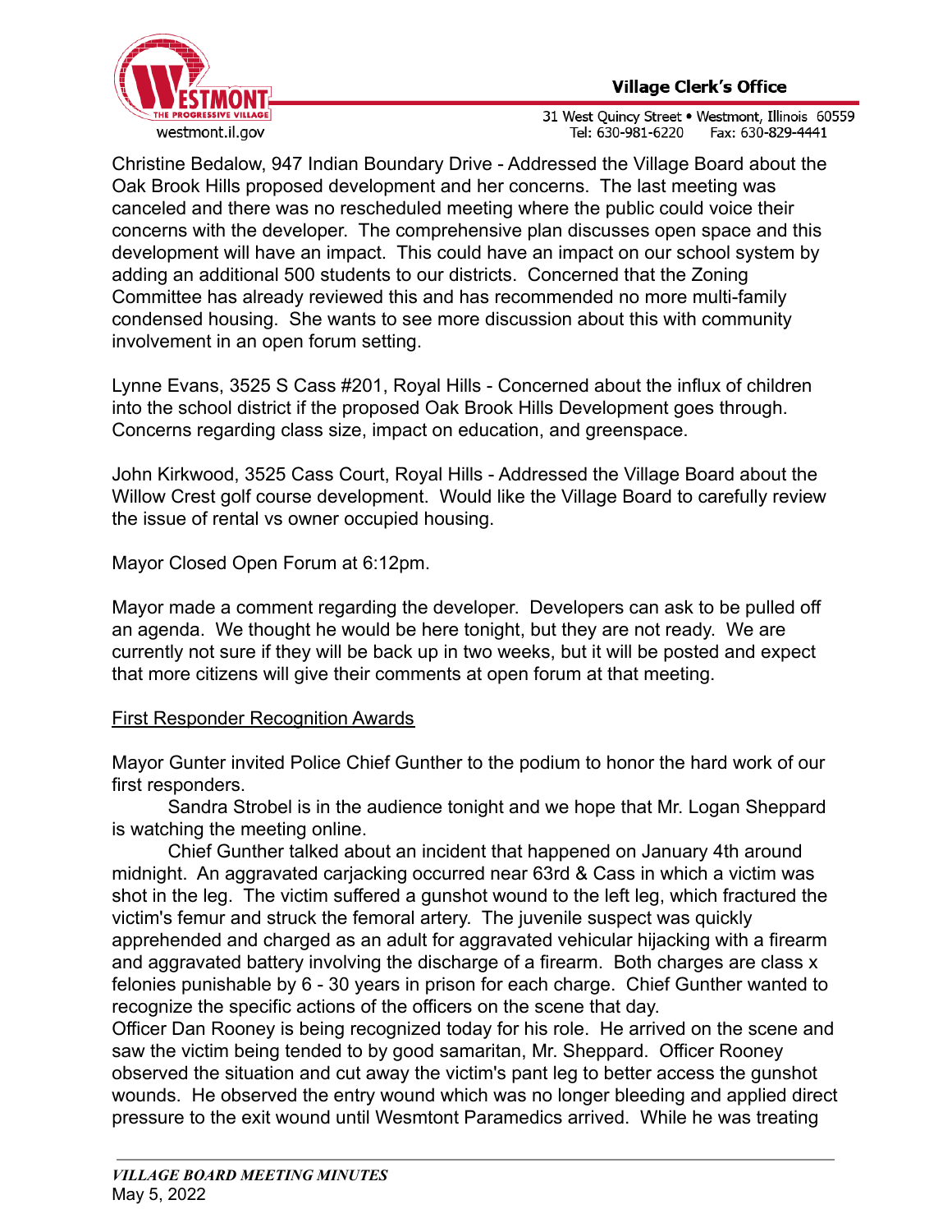Christine Bedalow, 947 Indian Boundary Drive - Addressed the Village Board about the Oak Brook Hills proposed development and her concerns. The last meeting was canceled and there was no rescheduled meeting where the public could voice their concerns with the developer. The comprehensive plan discusses open space and this development will have an impact. This could have an impact on our school system by adding an additional 500 students to our districts. Concerned that the Zoning Committee has already reviewed this and has recommended no more multi-family condensed housing. She wants to see more discussion about this with community involvement in an open forum setting.

Lynne Evans, 3525 S Cass #201, Royal Hills - Concerned about the influx of children into the school district if the proposed Oak Brook Hills Development goes through. Concerns regarding class size, impact on education, and greenspace.

John Kirkwood, 3525 Cass Court, Royal Hills - Addressed the Village Board about the Willow Crest golf course development. Would like the Village Board to carefully review the issue of rental vs owner occupied housing.

Mayor Closed Open Forum at 6:12pm.

Mayor made a comment regarding the developer. Developers can ask to be pulled off an agenda. We thought he would be here tonight, but they are not ready. We are currently not sure if they will be back up in two weeks, but it will be posted and expect that more citizens will give their comments at open forum at that meeting.

<u>First Responder Recognition Awards</u>

Mayor Gunter invited Police Chief Gunther to the podium to honor the hard work of our first responders.

Sandra Strobel is in the audience tonight and we hope that Mr. Logan Sheppard is watching the meeting online.

Chief Gunther talked about an incident that happened on January 4th around midnight. An aggravated carjacking occurred near 63rd & Cass in which a victim was shot in the leg. The victim suffered a gunshot wound to the left leg, which fractured the victim's femur and struck the femoral artery. The juvenile suspect was quickly apprehended and charged as an adult for aggravated vehicular hijacking with a firearm and aggravated battery involving the discharge of a firearm. Both charges are class x felonies punishable by 6 - 30 years in prison for each charge. Chief Gunther wanted to recognize the specific actions of the officers on the scene that day.

Officer Dan Rooney is being recognized today for his role. He arrived on the scene and saw the victim being tended to by good samaritan, Mr. Sheppard. Officer Rooney observed the situation and cut away the victim's pant leg to better access the gunshot wounds. He observed the entry wound which was no longer bleeding and applied direct pressure to the exit wound until Wesmtont Paramedics arrived. While he was treating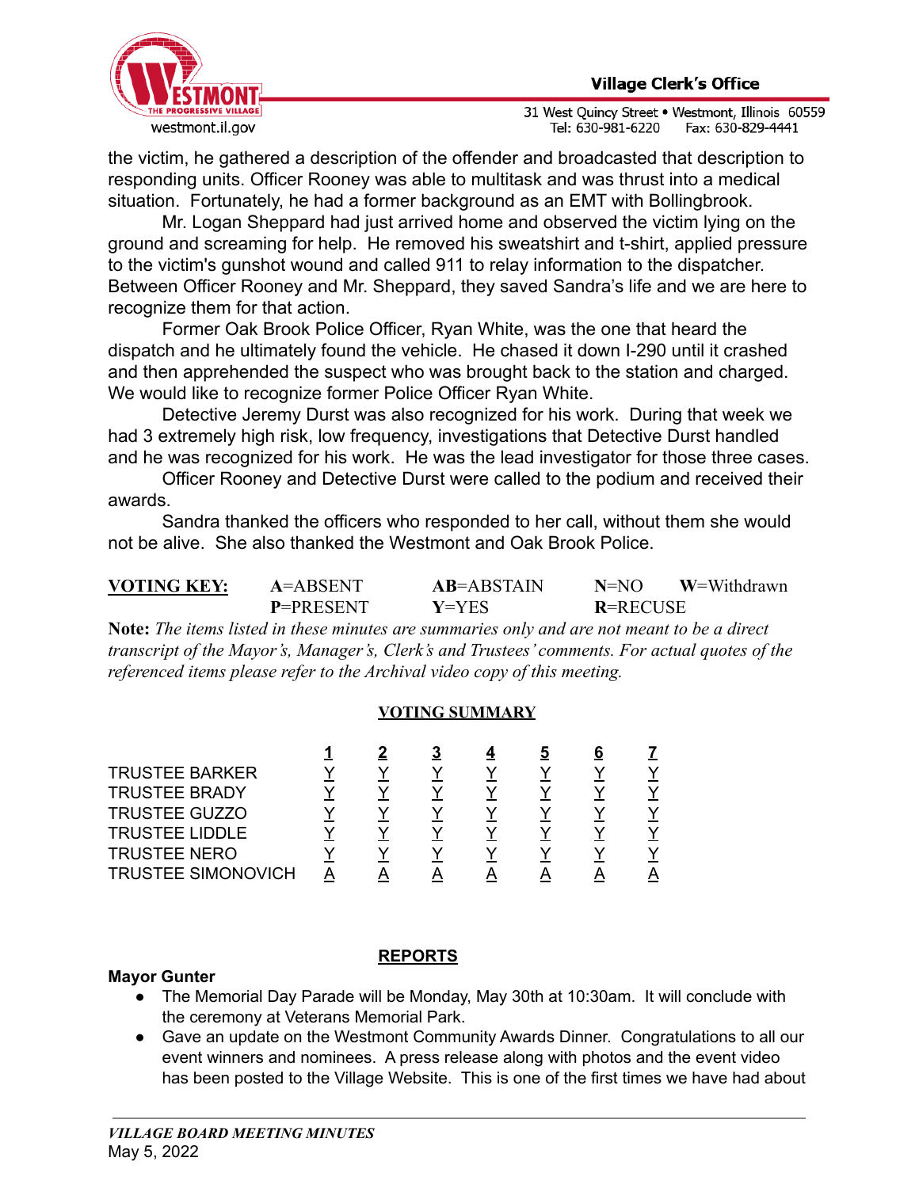the victim, he gathered a description of the offender and broadcasted that description to responding units. Officer Rooney was able to multitask and was thrust into a medical situation. Fortunately, he had a former background as an EMT with Bollingbrook.

Mr. Logan Sheppard had just arrived home and observed the victim lying on the ground and screaming for help. He removed his sweatshirt and t-shirt, applied pressure to the victim's gunshot wound and called 911 to relay information to the dispatcher. Between Officer Rooney and Mr. Sheppard, they saved Sandra's life and we are here to recognize them for that action.

Former Oak Brook Police Officer, Ryan White, was the one that heard the dispatch and he ultimately found the vehicle. He chased it down I-290 until it crashed and then apprehended the suspect who was brought back to the station and charged. We would like to recognize former Police Officer Ryan White.

Detective Jeremy Durst was also recognized for his work. During that week we had 3 extremely high risk, low frequency, investigations that Detective Durst handled and he was recognized for his work. He was the lead investigator for those three cases.

Officer Rooney and Detective Durst were called to the podium and received their awards.

Sandra thanked the officers who responded to her call, without them she would not be alive. She also thanked the Westmont and Oak Brook Police.

**VOTING KEY:** **A**=ABSENT **AB**=ABSTAIN **N**=NO **W**=Withdrawn
**P**=PRESENT **Y**=YES **R**=RECUSE

**Note:** *The items listed in these minutes are summaries only and are not meant to be a direct transcript of the Mayor's, Manager's, Clerk's and Trustees' comments. For actual quotes of the referenced items please refer to the Archival video copy of this meeting.*

## VOTING SUMMARY

| | 1 | 2 | 3 | 4 | 5 | 6 | 7 |
|---|---|---|---|---|---|---|---|
| TRUSTEE BARKER | Y | Y | Y | Y | Y | Y | Y |
| TRUSTEE BRADY | Y | Y | Y | Y | Y | Y | Y |
| TRUSTEE GUZZO | Y | Y | Y | Y | Y | Y | Y |
| TRUSTEE LIDDLE | Y | Y | Y | Y | Y | Y | Y |
| TRUSTEE NERO | Y | Y | Y | Y | Y | Y | Y |
| TRUSTEE SIMONOVICH | A | A | A | A | A | A | A |

## REPORTS

**Mayor Gunter**

- The Memorial Day Parade will be Monday, May 30th at 10:30am. It will conclude with the ceremony at Veterans Memorial Park.
- Gave an update on the Westmont Community Awards Dinner. Congratulations to all our event winners and nominees. A press release along with photos and the event video has been posted to the Village Website. This is one of the first times we have had about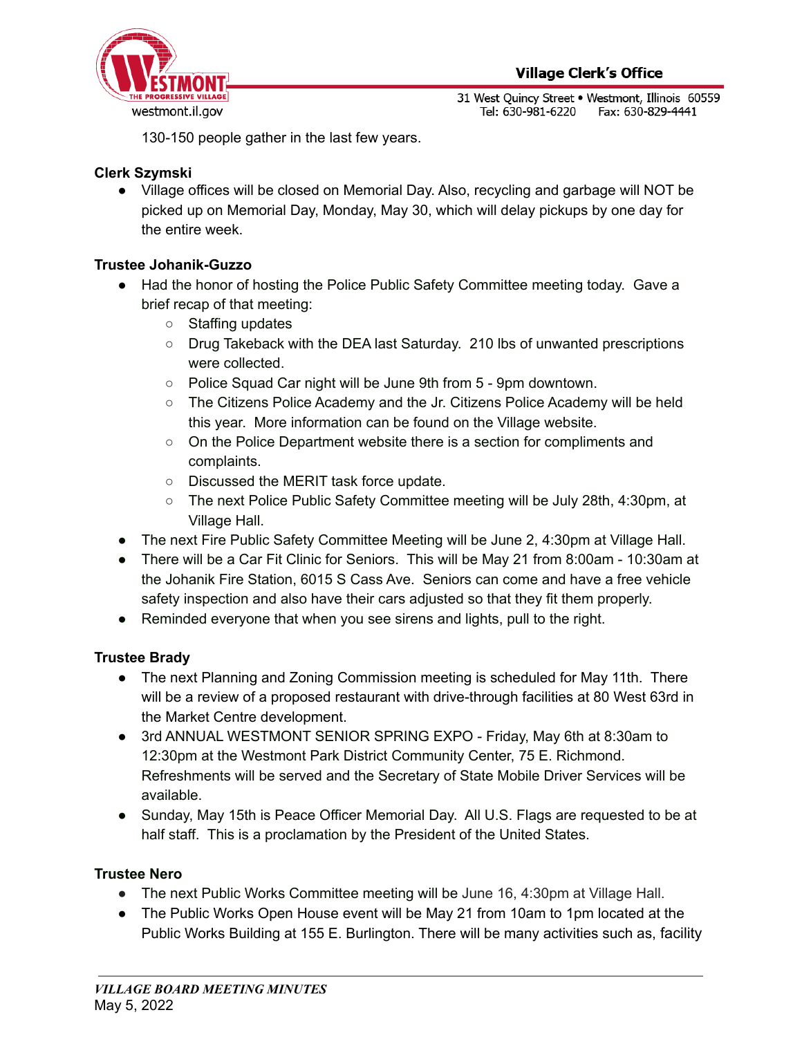130-150 people gather in the last few years.

**Clerk Szymski**

- Village offices will be closed on Memorial Day. Also, recycling and garbage will NOT be picked up on Memorial Day, Monday, May 30, which will delay pickups by one day for the entire week.

**Trustee Johanik-Guzzo**

- Had the honor of hosting the Police Public Safety Committee meeting today. Gave a brief recap of that meeting:
  - Staffing updates
  - Drug Takeback with the DEA last Saturday. 210 lbs of unwanted prescriptions were collected.
  - Police Squad Car night will be June 9th from 5 - 9pm downtown.
  - The Citizens Police Academy and the Jr. Citizens Police Academy will be held this year. More information can be found on the Village website.
  - On the Police Department website there is a section for compliments and complaints.
  - Discussed the MERIT task force update.
  - The next Police Public Safety Committee meeting will be July 28th, 4:30pm, at Village Hall.
- The next Fire Public Safety Committee Meeting will be June 2, 4:30pm at Village Hall.
- There will be a Car Fit Clinic for Seniors. This will be May 21 from 8:00am - 10:30am at the Johanik Fire Station, 6015 S Cass Ave. Seniors can come and have a free vehicle safety inspection and also have their cars adjusted so that they fit them properly.
- Reminded everyone that when you see sirens and lights, pull to the right.

**Trustee Brady**

- The next Planning and Zoning Commission meeting is scheduled for May 11th. There will be a review of a proposed restaurant with drive-through facilities at 80 West 63rd in the Market Centre development.
- 3rd ANNUAL WESTMONT SENIOR SPRING EXPO - Friday, May 6th at 8:30am to 12:30pm at the Westmont Park District Community Center, 75 E. Richmond. Refreshments will be served and the Secretary of State Mobile Driver Services will be available.
- Sunday, May 15th is Peace Officer Memorial Day. All U.S. Flags are requested to be at half staff. This is a proclamation by the President of the United States.

**Trustee Nero**

- The next Public Works Committee meeting will be June 16, 4:30pm at Village Hall.
- The Public Works Open House event will be May 21 from 10am to 1pm located at the Public Works Building at 155 E. Burlington. There will be many activities such as, facility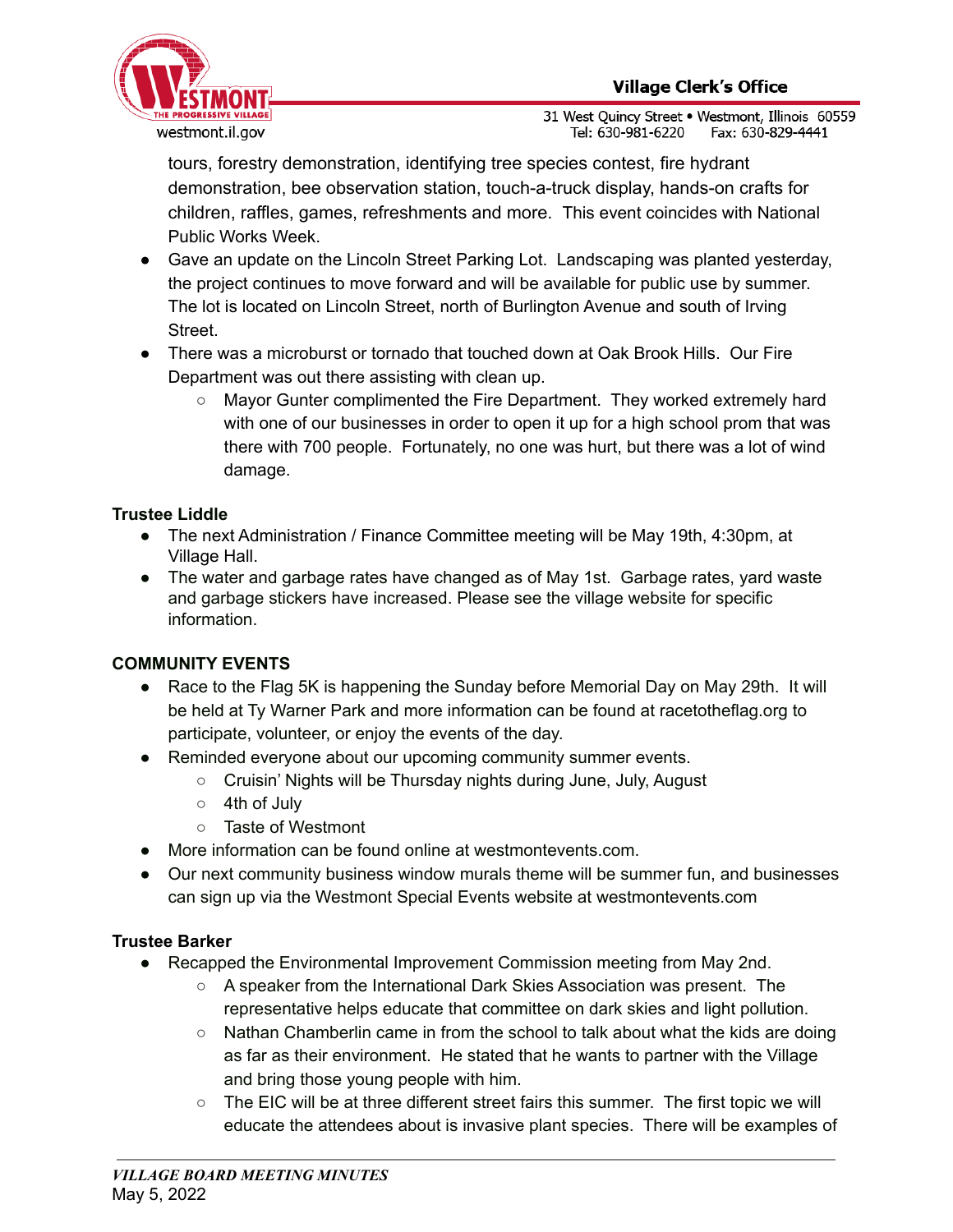tours, forestry demonstration, identifying tree species contest, fire hydrant demonstration, bee observation station, touch-a-truck display, hands-on crafts for children, raffles, games, refreshments and more. This event coincides with National Public Works Week.

- Gave an update on the Lincoln Street Parking Lot. Landscaping was planted yesterday, the project continues to move forward and will be available for public use by summer. The lot is located on Lincoln Street, north of Burlington Avenue and south of Irving Street.
- There was a microburst or tornado that touched down at Oak Brook Hills. Our Fire Department was out there assisting with clean up.
  - Mayor Gunter complimented the Fire Department. They worked extremely hard with one of our businesses in order to open it up for a high school prom that was there with 700 people. Fortunately, no one was hurt, but there was a lot of wind damage.

**Trustee Liddle**

- The next Administration / Finance Committee meeting will be May 19th, 4:30pm, at Village Hall.
- The water and garbage rates have changed as of May 1st. Garbage rates, yard waste and garbage stickers have increased. Please see the village website for specific information.

**COMMUNITY EVENTS**

- Race to the Flag 5K is happening the Sunday before Memorial Day on May 29th. It will be held at Ty Warner Park and more information can be found at racetotheflag.org to participate, volunteer, or enjoy the events of the day.
- Reminded everyone about our upcoming community summer events.
  - Cruisin' Nights will be Thursday nights during June, July, August
  - 4th of July
  - Taste of Westmont
- More information can be found online at westmontevents.com.
- Our next community business window murals theme will be summer fun, and businesses can sign up via the Westmont Special Events website at westmontevents.com

**Trustee Barker**

- Recapped the Environmental Improvement Commission meeting from May 2nd.
  - A speaker from the International Dark Skies Association was present. The representative helps educate that committee on dark skies and light pollution.
  - Nathan Chamberlin came in from the school to talk about what the kids are doing as far as their environment. He stated that he wants to partner with the Village and bring those young people with him.
  - The EIC will be at three different street fairs this summer. The first topic we will educate the attendees about is invasive plant species. There will be examples of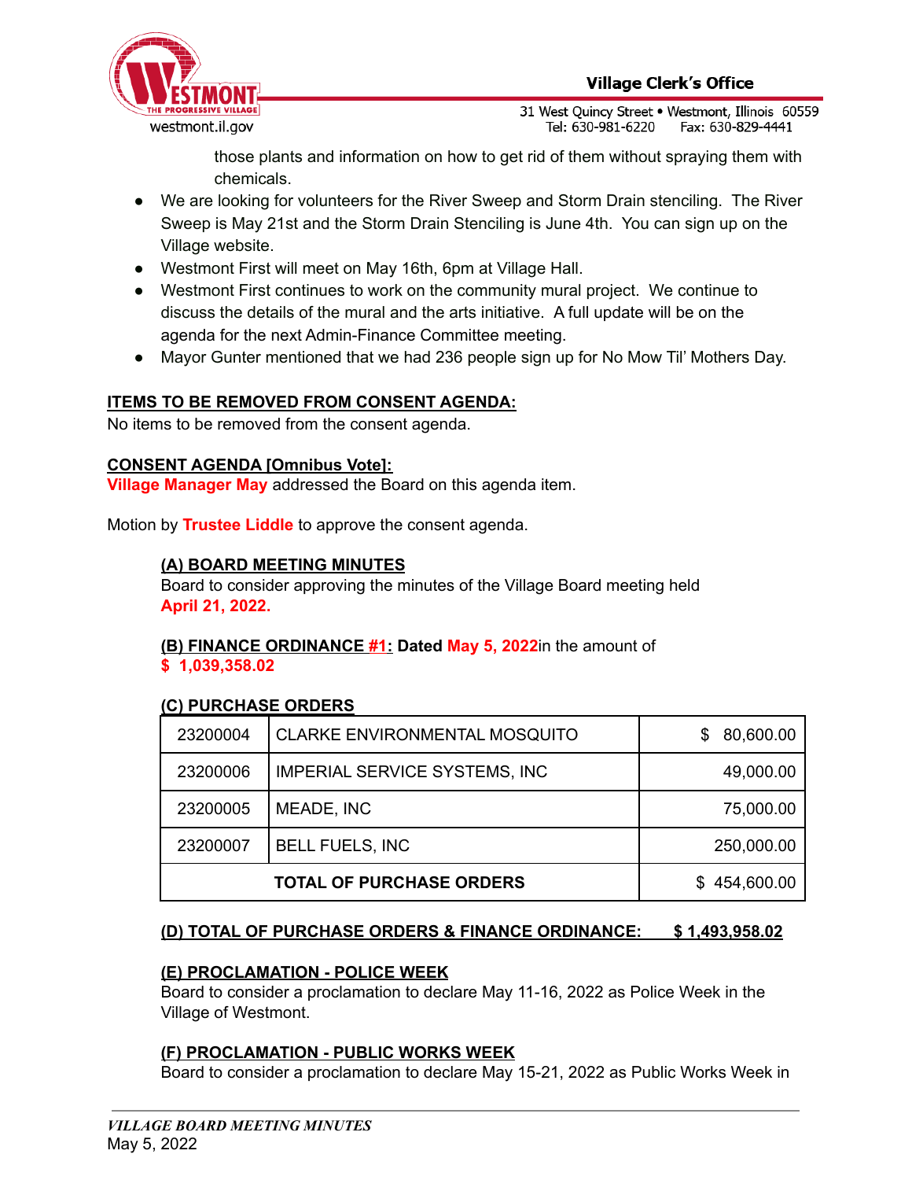those plants and information on how to get rid of them without spraying them with chemicals.

- We are looking for volunteers for the River Sweep and Storm Drain stenciling. The River Sweep is May 21st and the Storm Drain Stenciling is June 4th. You can sign up on the Village website.
- Westmont First will meet on May 16th, 6pm at Village Hall.
- Westmont First continues to work on the community mural project. We continue to discuss the details of the mural and the arts initiative. A full update will be on the agenda for the next Admin-Finance Committee meeting.
- Mayor Gunter mentioned that we had 236 people sign up for No Mow Til' Mothers Day.

**ITEMS TO BE REMOVED FROM CONSENT AGENDA:**

No items to be removed from the consent agenda.

**CONSENT AGENDA [Omnibus Vote]:**

**Village Manager May** addressed the Board on this agenda item.

Motion by **Trustee Liddle** to approve the consent agenda.

**(A) BOARD MEETING MINUTES**

Board to consider approving the minutes of the Village Board meeting held **April 21, 2022.**

**(B) FINANCE ORDINANCE #1: Dated May 5, 2022** in the amount of **$ 1,039,358.02**

**(C) PURCHASE ORDERS**

| | | |
|---|---|---|
| 23200004 | CLARKE ENVIRONMENTAL MOSQUITO | $ 80,600.00 |
| 23200006 | IMPERIAL SERVICE SYSTEMS, INC | 49,000.00 |
| 23200005 | MEADE, INC | 75,000.00 |
| 23200007 | BELL FUELS, INC | 250,000.00 |
| **TOTAL OF PURCHASE ORDERS** | | $ 454,600.00 |

**(D) TOTAL OF PURCHASE ORDERS & FINANCE ORDINANCE: $ 1,493,958.02**

**(E) PROCLAMATION - POLICE WEEK**

Board to consider a proclamation to declare May 11-16, 2022 as Police Week in the Village of Westmont.

**(F) PROCLAMATION - PUBLIC WORKS WEEK**

Board to consider a proclamation to declare May 15-21, 2022 as Public Works Week in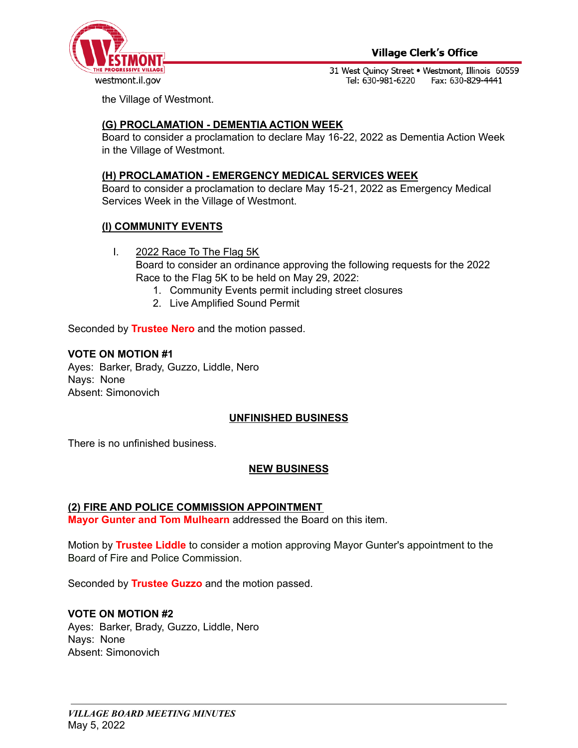the Village of Westmont.

**(G) PROCLAMATION - DEMENTIA ACTION WEEK**
Board to consider a proclamation to declare May 16-22, 2022 as Dementia Action Week in the Village of Westmont.

**(H) PROCLAMATION - EMERGENCY MEDICAL SERVICES WEEK**
Board to consider a proclamation to declare May 15-21, 2022 as Emergency Medical Services Week in the Village of Westmont.

**(I) COMMUNITY EVENTS**

I. 2022 Race To The Flag 5K
Board to consider an ordinance approving the following requests for the 2022 Race to the Flag 5K to be held on May 29, 2022:
   1. Community Events permit including street closures
   2. Live Amplified Sound Permit

Seconded by **Trustee Nero** and the motion passed.

**VOTE ON MOTION #1**
Ayes: Barker, Brady, Guzzo, Liddle, Nero
Nays: None
Absent: Simonovich

## UNFINISHED BUSINESS

There is no unfinished business.

## NEW BUSINESS

**(2) FIRE AND POLICE COMMISSION APPOINTMENT**
**Mayor Gunter and Tom Mulhearn** addressed the Board on this item.

Motion by **Trustee Liddle** to consider a motion approving Mayor Gunter's appointment to the Board of Fire and Police Commission.

Seconded by **Trustee Guzzo** and the motion passed.

**VOTE ON MOTION #2**
Ayes: Barker, Brady, Guzzo, Liddle, Nero
Nays: None
Absent: Simonovich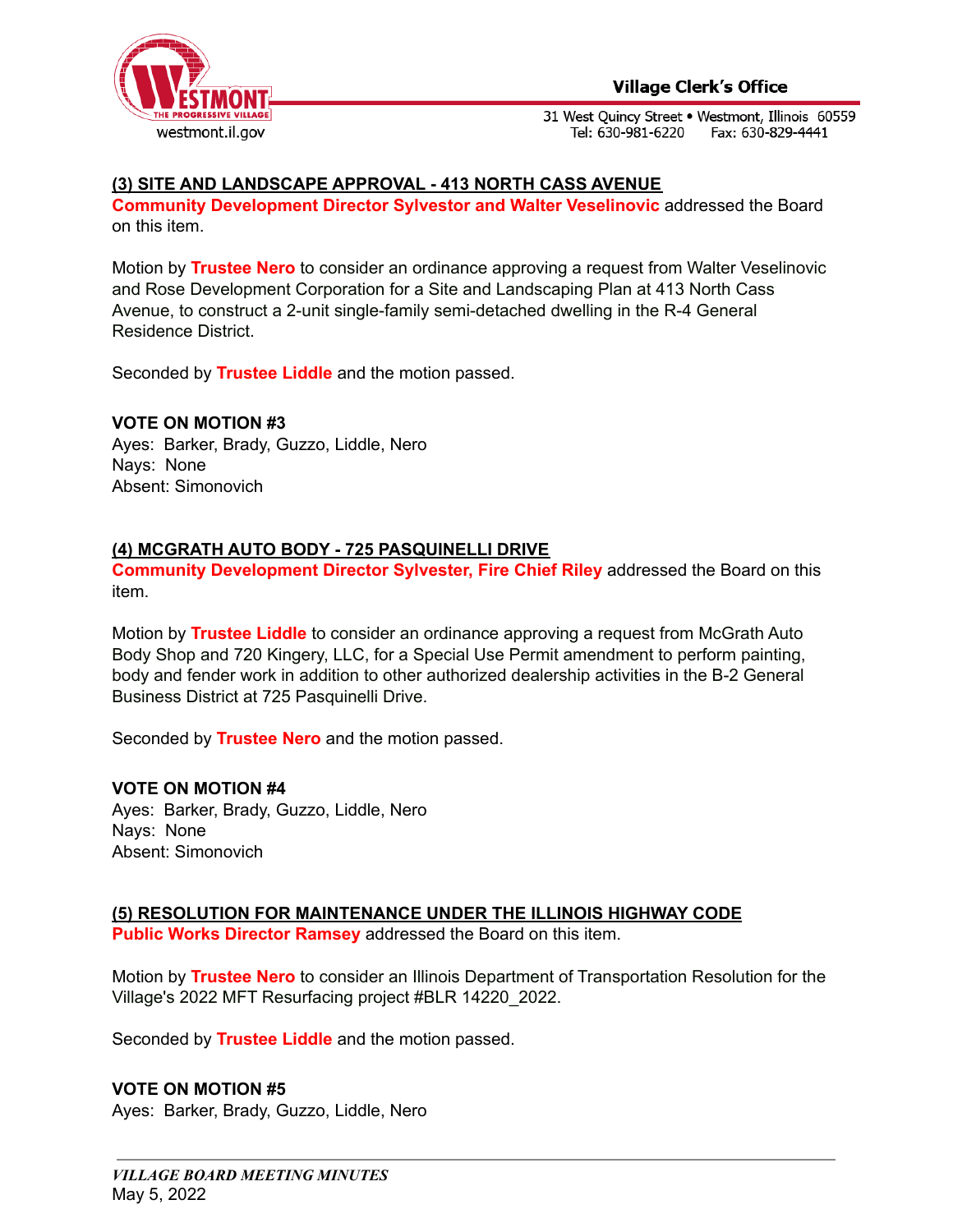### (3) SITE AND LANDSCAPE APPROVAL - 413 NORTH CASS AVENUE

**Community Development Director Sylvestor and Walter Veselinovic** addressed the Board on this item.

Motion by **Trustee Nero** to consider an ordinance approving a request from Walter Veselinovic and Rose Development Corporation for a Site and Landscaping Plan at 413 North Cass Avenue, to construct a 2-unit single-family semi-detached dwelling in the R-4 General Residence District.

Seconded by **Trustee Liddle** and the motion passed.

**VOTE ON MOTION #3**
Ayes: Barker, Brady, Guzzo, Liddle, Nero
Nays: None
Absent: Simonovich

### (4) MCGRATH AUTO BODY - 725 PASQUINELLI DRIVE

**Community Development Director Sylvester, Fire Chief Riley** addressed the Board on this item.

Motion by **Trustee Liddle** to consider an ordinance approving a request from McGrath Auto Body Shop and 720 Kingery, LLC, for a Special Use Permit amendment to perform painting, body and fender work in addition to other authorized dealership activities in the B-2 General Business District at 725 Pasquinelli Drive.

Seconded by **Trustee Nero** and the motion passed.

**VOTE ON MOTION #4**
Ayes: Barker, Brady, Guzzo, Liddle, Nero
Nays: None
Absent: Simonovich

### (5) RESOLUTION FOR MAINTENANCE UNDER THE ILLINOIS HIGHWAY CODE

**Public Works Director Ramsey** addressed the Board on this item.

Motion by **Trustee Nero** to consider an Illinois Department of Transportation Resolution for the Village's 2022 MFT Resurfacing project #BLR 14220_2022.

Seconded by **Trustee Liddle** and the motion passed.

**VOTE ON MOTION #5**
Ayes: Barker, Brady, Guzzo, Liddle, Nero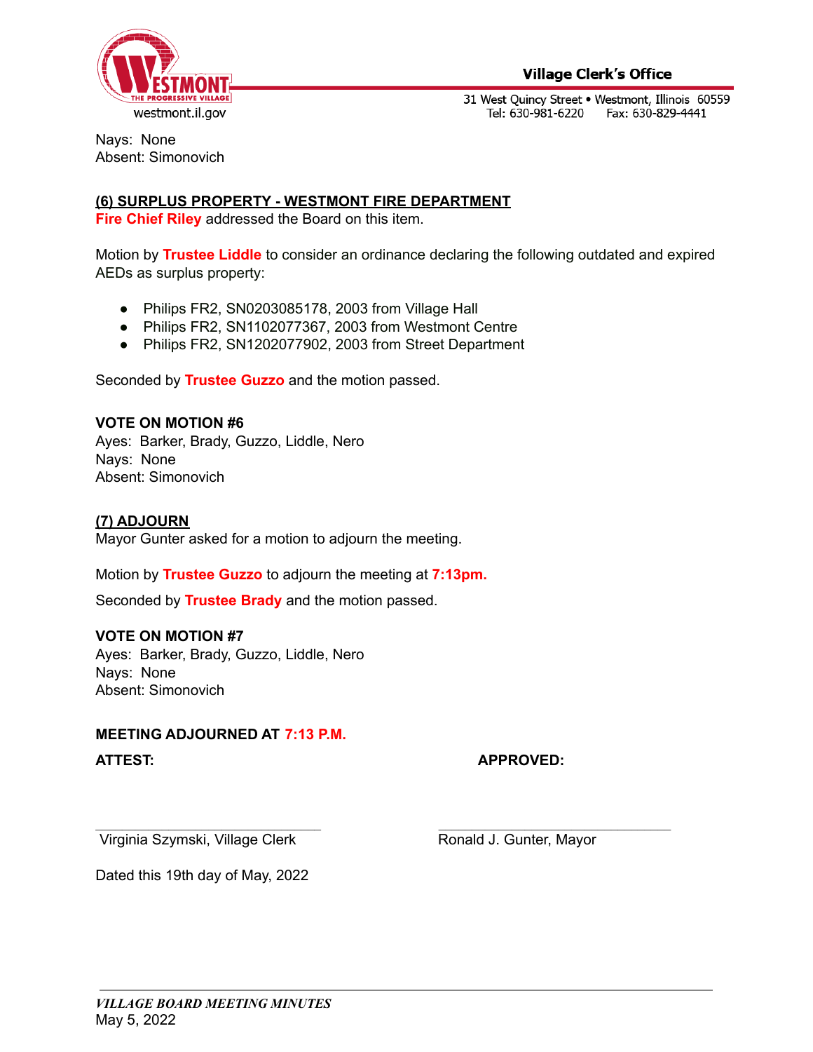Nays: None
Absent: Simonovich

**(6) SURPLUS PROPERTY - WESTMONT FIRE DEPARTMENT**
**Fire Chief Riley** addressed the Board on this item.

Motion by **Trustee Liddle** to consider an ordinance declaring the following outdated and expired AEDs as surplus property:

- Philips FR2, SN0203085178, 2003 from Village Hall
- Philips FR2, SN1102077367, 2003 from Westmont Centre
- Philips FR2, SN1202077902, 2003 from Street Department

Seconded by **Trustee Guzzo** and the motion passed.

**VOTE ON MOTION #6**
Ayes: Barker, Brady, Guzzo, Liddle, Nero
Nays: None
Absent: Simonovich

**(7) ADJOURN**
Mayor Gunter asked for a motion to adjourn the meeting.

Motion by **Trustee Guzzo** to adjourn the meeting at **7:13pm.**

Seconded by **Trustee Brady** and the motion passed.

**VOTE ON MOTION #7**
Ayes: Barker, Brady, Guzzo, Liddle, Nero
Nays: None
Absent: Simonovich

**MEETING ADJOURNED AT 7:13 P.M.**

**ATTEST:** **APPROVED:**

Virginia Szymski, Village Clerk

Ronald J. Gunter, Mayor

Dated this 19th day of May, 2022